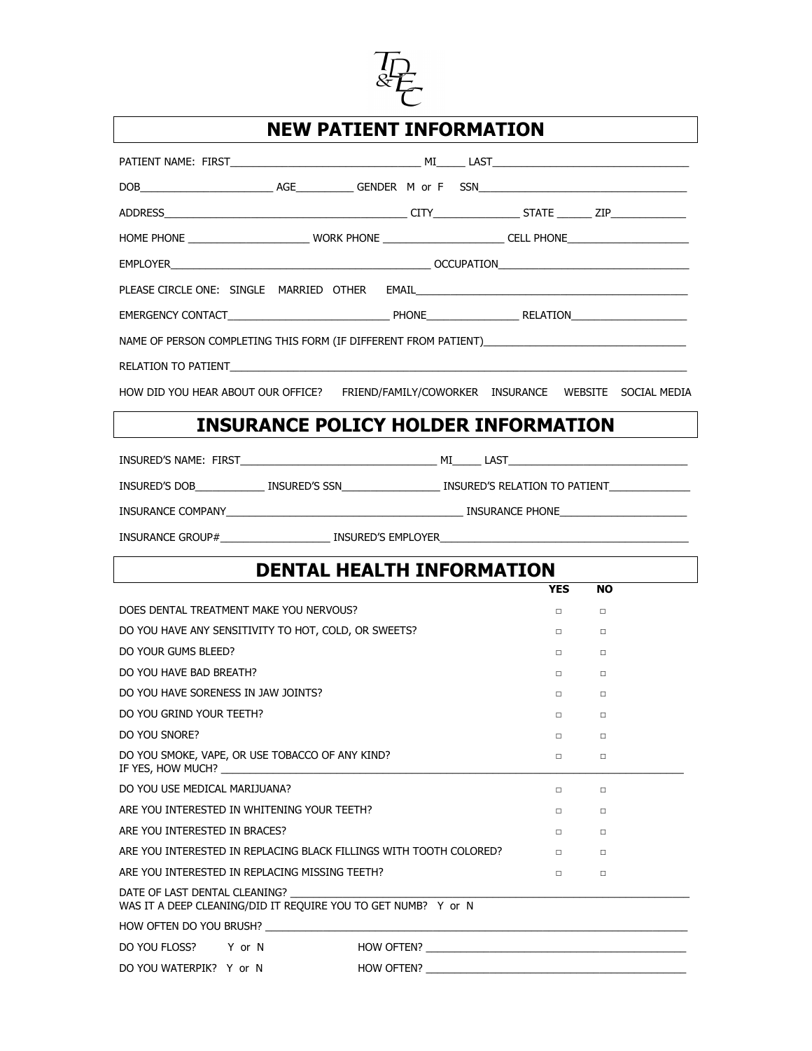TD&EC

# NEW PATIENT INFORMATION

PATIENT NAME: FIRST_______________________________ MI_____ LAST_______________________________

DOB_____________________ AGE_________ GENDER M or F SSN_________________________________

ADDRESS_______________________________________ CITY______________ STATE ______ ZIP____________

HOME PHONE ____________________ WORK PHONE ____________________ CELL PHONE____________________

EMPLOYER__________________________________________ OCCUPATION______________________________

PLEASE CIRCLE ONE: SINGLE MARRIED OTHER EMAIL_____________________________________________

EMERGENCY CONTACT__________________________ PHONE_______________ RELATION___________________

NAME OF PERSON COMPLETING THIS FORM (IF DIFFERENT FROM PATIENT)________________________________

RELATION TO PATIENT____________________________________________________________________________

HOW DID YOU HEAR ABOUT OUR OFFICE? FRIEND/FAMILY/COWORKER INSURANCE WEBSITE SOCIAL MEDIA

# INSURANCE POLICY HOLDER INFORMATION

INSURED'S NAME: FIRST_______________________________ MI_____ LAST____________________________

INSURED'S DOB___________ INSURED'S SSN________________ INSURED'S RELATION TO PATIENT_____________

INSURANCE COMPANY_________________________________________ INSURANCE PHONE_____________________

INSURANCE GROUP#__________________ INSURED'S EMPLOYER__________________________________________

# DENTAL HEALTH INFORMATION

| | YES | NO |
|---|---|---|
| DOES DENTAL TREATMENT MAKE YOU NERVOUS? | □ | □ |
| DO YOU HAVE ANY SENSITIVITY TO HOT, COLD, OR SWEETS? | □ | □ |
| DO YOUR GUMS BLEED? | □ | □ |
| DO YOU HAVE BAD BREATH? | □ | □ |
| DO YOU HAVE SORENESS IN JAW JOINTS? | □ | □ |
| DO YOU GRIND YOUR TEETH? | □ | □ |
| DO YOU SNORE? | □ | □ |
| DO YOU SMOKE, VAPE, OR USE TOBACCO OF ANY KIND? IF YES, HOW MUCH? ______________________ | □ | □ |
| DO YOU USE MEDICAL MARIJUANA? | □ | □ |
| ARE YOU INTERESTED IN WHITENING YOUR TEETH? | □ | □ |
| ARE YOU INTERESTED IN BRACES? | □ | □ |
| ARE YOU INTERESTED IN REPLACING BLACK FILLINGS WITH TOOTH COLORED? | □ | □ |
| ARE YOU INTERESTED IN REPLACING MISSING TEETH? | □ | □ |

DATE OF LAST DENTAL CLEANING? ______________________________________________________________
WAS IT A DEEP CLEANING/DID IT REQUIRE YOU TO GET NUMB? Y or N

HOW OFTEN DO YOU BRUSH? ____________________________________________________________________

DO YOU FLOSS? Y or N HOW OFTEN? _____________________________________________

DO YOU WATERPIK? Y or N HOW OFTEN? _____________________________________________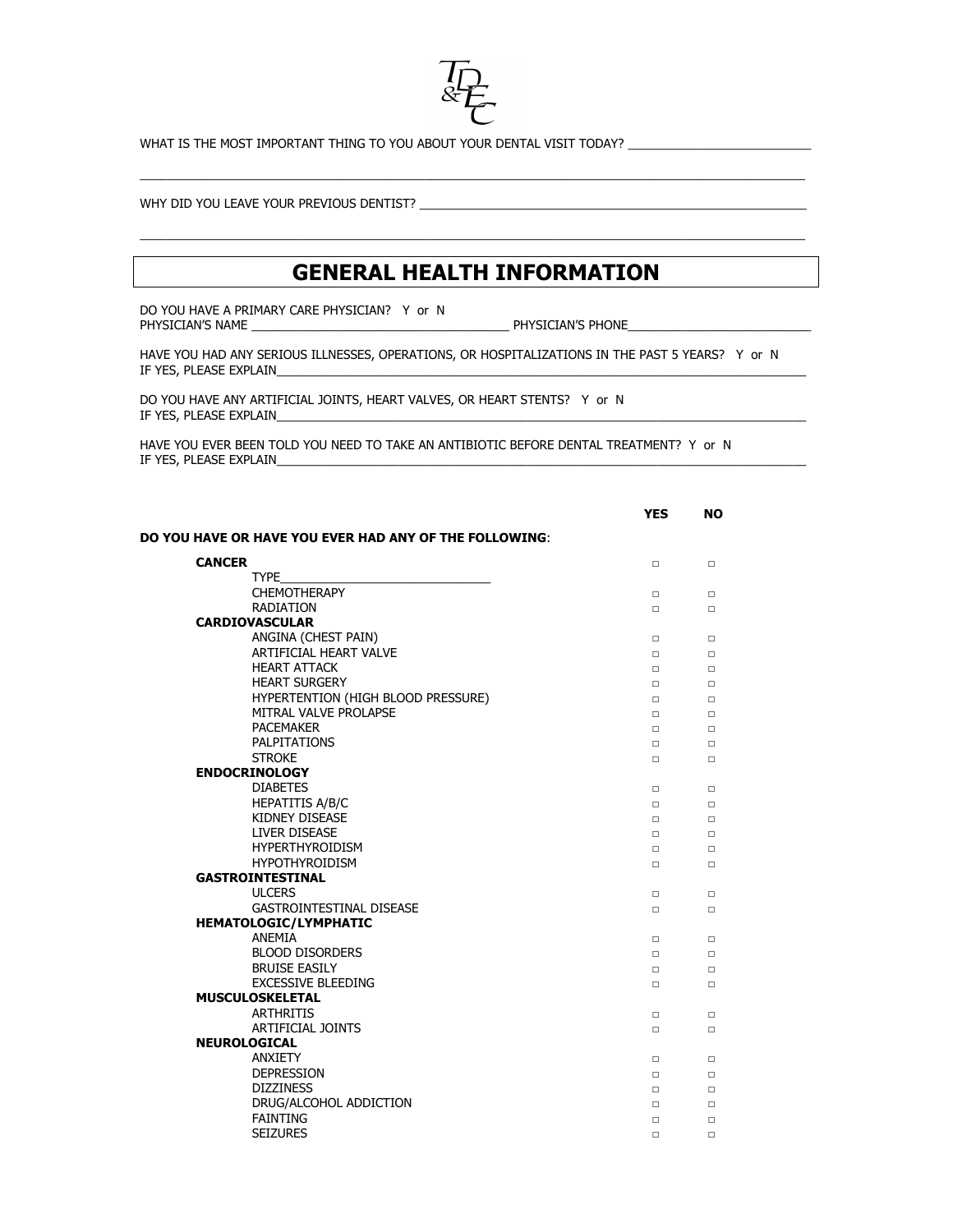TD&EC

WHAT IS THE MOST IMPORTANT THING TO YOU ABOUT YOUR DENTAL VISIT TODAY? ___________________________

_______________________________________________________________________________________________

WHY DID YOU LEAVE YOUR PREVIOUS DENTIST? ____________________________________________________________

_______________________________________________________________________________________________

# GENERAL HEALTH INFORMATION

DO YOU HAVE A PRIMARY CARE PHYSICIAN? Y or N
PHYSICIAN'S NAME ______________________________________ PHYSICIAN'S PHONE___________________________

HAVE YOU HAD ANY SERIOUS ILLNESSES, OPERATIONS, OR HOSPITALIZATIONS IN THE PAST 5 YEARS? Y or N
IF YES, PLEASE EXPLAIN_______________________________________________________________________________

DO YOU HAVE ANY ARTIFICIAL JOINTS, HEART VALVES, OR HEART STENTS? Y or N
IF YES, PLEASE EXPLAIN_______________________________________________________________________________

HAVE YOU EVER BEEN TOLD YOU NEED TO TAKE AN ANTIBIOTIC BEFORE DENTAL TREATMENT? Y or N
IF YES, PLEASE EXPLAIN_______________________________________________________________________________

| **DO YOU HAVE OR HAVE YOU EVER HAD ANY OF THE FOLLOWING**: | **YES** | **NO** |
|---|---|---|
| **CANCER** | □ | □ |
| TYPE______________________________ | | |
| CHEMOTHERAPY | □ | □ |
| RADIATION | □ | □ |
| **CARDIOVASCULAR** | | |
| ANGINA (CHEST PAIN) | □ | □ |
| ARTIFICIAL HEART VALVE | □ | □ |
| HEART ATTACK | □ | □ |
| HEART SURGERY | □ | □ |
| HYPERTENTION (HIGH BLOOD PRESSURE) | □ | □ |
| MITRAL VALVE PROLAPSE | □ | □ |
| PACEMAKER | □ | □ |
| PALPITATIONS | □ | □ |
| STROKE | □ | □ |
| **ENDOCRINOLOGY** | | |
| DIABETES | □ | □ |
| HEPATITIS A/B/C | □ | □ |
| KIDNEY DISEASE | □ | □ |
| LIVER DISEASE | □ | □ |
| HYPERTHYROIDISM | □ | □ |
| HYPOTHYROIDISM | □ | □ |
| **GASTROINTESTINAL** | | |
| ULCERS | □ | □ |
| GASTROINTESTINAL DISEASE | □ | □ |
| **HEMATOLOGIC/LYMPHATIC** | | |
| ANEMIA | □ | □ |
| BLOOD DISORDERS | □ | □ |
| BRUISE EASILY | □ | □ |
| EXCESSIVE BLEEDING | □ | □ |
| **MUSCULOSKELETAL** | | |
| ARTHRITIS | □ | □ |
| ARTIFICIAL JOINTS | □ | □ |
| **NEUROLOGICAL** | | |
| ANXIETY | □ | □ |
| DEPRESSION | □ | □ |
| DIZZINESS | □ | □ |
| DRUG/ALCOHOL ADDICTION | □ | □ |
| FAINTING | □ | □ |
| SEIZURES | □ | □ |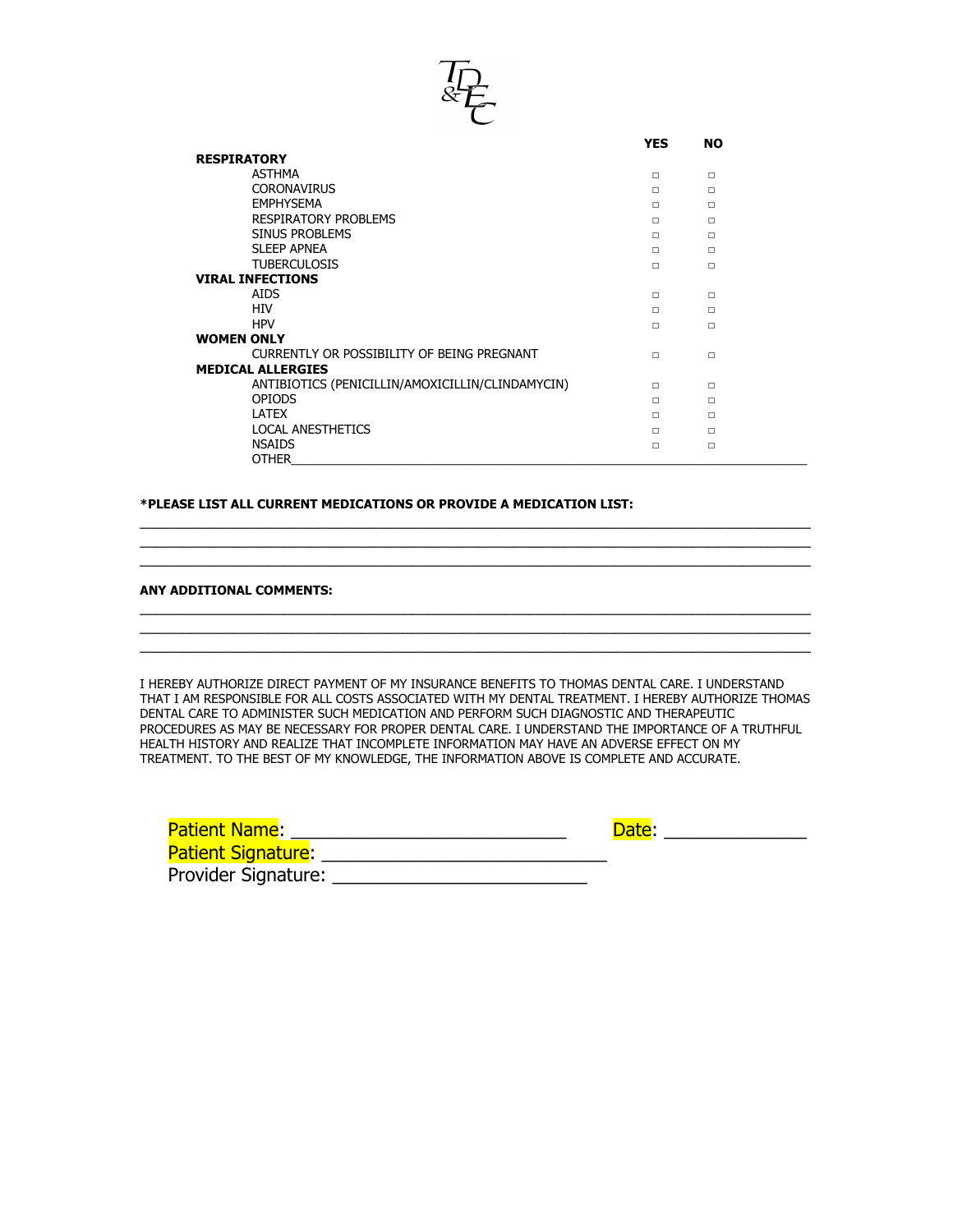TD&EC

| | YES | NO |
|---|---|---|
| **RESPIRATORY** | | |
| ASTHMA | □ | □ |
| CORONAVIRUS | □ | □ |
| EMPHYSEMA | □ | □ |
| RESPIRATORY PROBLEMS | □ | □ |
| SINUS PROBLEMS | □ | □ |
| SLEEP APNEA | □ | □ |
| TUBERCULOSIS | □ | □ |
| **VIRAL INFECTIONS** | | |
| AIDS | □ | □ |
| HIV | □ | □ |
| HPV | □ | □ |
| **WOMEN ONLY** | | |
| CURRENTLY OR POSSIBILITY OF BEING PREGNANT | □ | □ |
| **MEDICAL ALLERGIES** | | |
| ANTIBIOTICS (PENICILLIN/AMOXICILLIN/CLINDAMYCIN) | □ | □ |
| OPIODS | □ | □ |
| LATEX | □ | □ |
| LOCAL ANESTHETICS | □ | □ |
| NSAIDS | □ | □ |

OTHER___________________________________________________________________________

**\*PLEASE LIST ALL CURRENT MEDICATIONS OR PROVIDE A MEDICATION LIST:**

_____________________________________________________________________________________

_____________________________________________________________________________________

_____________________________________________________________________________________

**ANY ADDITIONAL COMMENTS:**

_____________________________________________________________________________________

_____________________________________________________________________________________

_____________________________________________________________________________________

I HEREBY AUTHORIZE DIRECT PAYMENT OF MY INSURANCE BENEFITS TO THOMAS DENTAL CARE. I UNDERSTAND THAT I AM RESPONSIBLE FOR ALL COSTS ASSOCIATED WITH MY DENTAL TREATMENT. I HEREBY AUTHORIZE THOMAS DENTAL CARE TO ADMINISTER SUCH MEDICATION AND PERFORM SUCH DIAGNOSTIC AND THERAPEUTIC PROCEDURES AS MAY BE NECESSARY FOR PROPER DENTAL CARE. I UNDERSTAND THE IMPORTANCE OF A TRUTHFUL HEALTH HISTORY AND REALIZE THAT INCOMPLETE INFORMATION MAY HAVE AN ADVERSE EFFECT ON MY TREATMENT. TO THE BEST OF MY KNOWLEDGE, THE INFORMATION ABOVE IS COMPLETE AND ACCURATE.

Patient Name: ____________________________ Date: ______________

Patient Signature: ____________________________

Provider Signature: __________________________